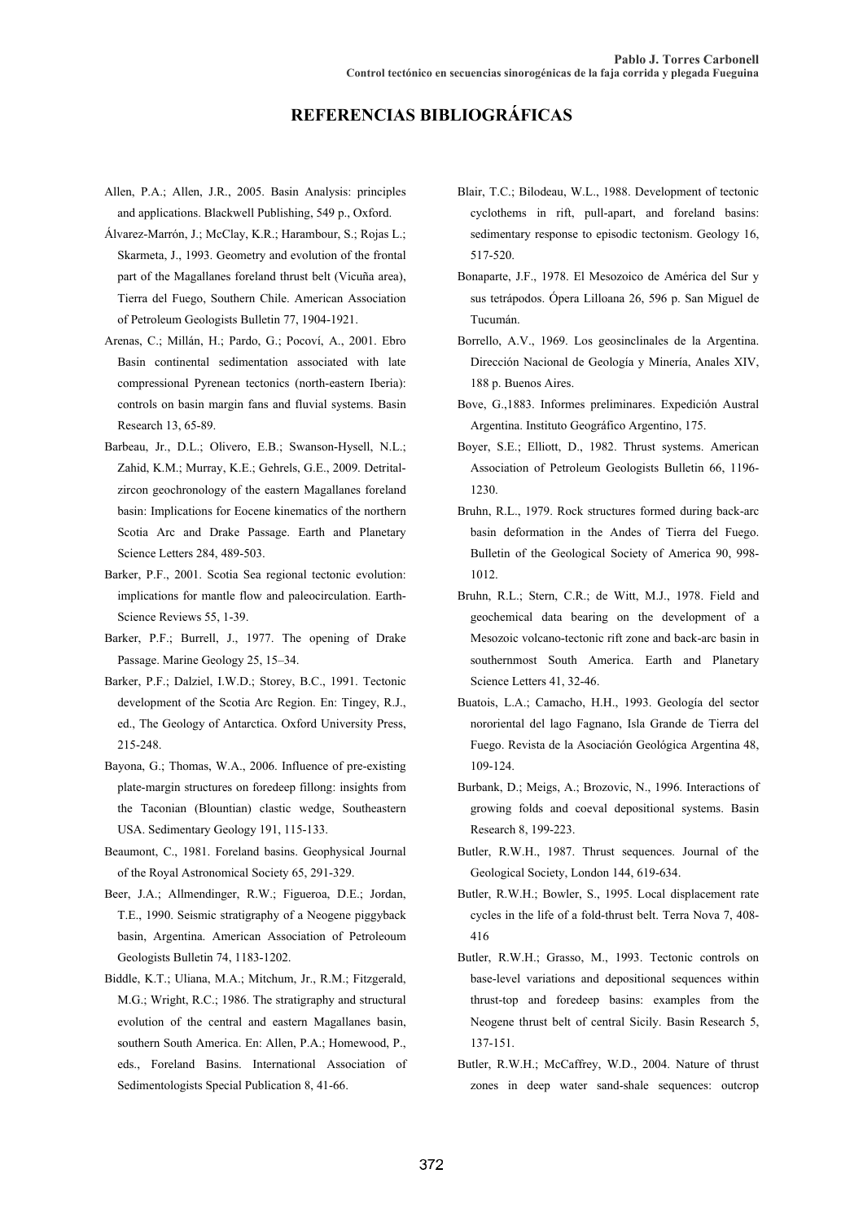# REFERENCIAS BIBLIOGRÁFICAS

Allen, P.A.; Allen, J.R., 2005. Basin Analysis: principles and applications. Blackwell Publishing, 549 p., Oxford.

Álvarez-Marrón, J.; McClay, K.R.; Harambour, S.; Rojas L.; Skarmeta, J., 1993. Geometry and evolution of the frontal part of the Magallanes foreland thrust belt (Vicuña area), Tierra del Fuego, Southern Chile. American Association of Petroleum Geologists Bulletin 77, 1904-1921.

Arenas, C.; Millán, H.; Pardo, G.; Pocoví, A., 2001. Ebro Basin continental sedimentation associated with late compressional Pyrenean tectonics (north-eastern Iberia): controls on basin margin fans and fluvial systems. Basin Research 13, 65-89.

Barbeau, Jr., D.L.; Olivero, E.B.; Swanson-Hysell, N.L.; Zahid, K.M.; Murray, K.E.; Gehrels, G.E., 2009. Detrital-zircon geochronology of the eastern Magallanes foreland basin: Implications for Eocene kinematics of the northern Scotia Arc and Drake Passage. Earth and Planetary Science Letters 284, 489-503.

Barker, P.F., 2001. Scotia Sea regional tectonic evolution: implications for mantle flow and paleocirculation. Earth-Science Reviews 55, 1-39.

Barker, P.F.; Burrell, J., 1977. The opening of Drake Passage. Marine Geology 25, 15–34.

Barker, P.F.; Dalziel, I.W.D.; Storey, B.C., 1991. Tectonic development of the Scotia Arc Region. En: Tingey, R.J., ed., The Geology of Antarctica. Oxford University Press, 215-248.

Bayona, G.; Thomas, W.A., 2006. Influence of pre-existing plate-margin structures on foredeep fillong: insights from the Taconian (Blountian) clastic wedge, Southeastern USA. Sedimentary Geology 191, 115-133.

Beaumont, C., 1981. Foreland basins. Geophysical Journal of the Royal Astronomical Society 65, 291-329.

Beer, J.A.; Allmendinger, R.W.; Figueroa, D.E.; Jordan, T.E., 1990. Seismic stratigraphy of a Neogene piggyback basin, Argentina. American Association of Petroleoum Geologists Bulletin 74, 1183-1202.

Biddle, K.T.; Uliana, M.A.; Mitchum, Jr., R.M.; Fitzgerald, M.G.; Wright, R.C.; 1986. The stratigraphy and structural evolution of the central and eastern Magallanes basin, southern South America. En: Allen, P.A.; Homewood, P., eds., Foreland Basins. International Association of Sedimentologists Special Publication 8, 41-66.

Blair, T.C.; Bilodeau, W.L., 1988. Development of tectonic cyclothems in rift, pull-apart, and foreland basins: sedimentary response to episodic tectonism. Geology 16, 517-520.

Bonaparte, J.F., 1978. El Mesozoico de América del Sur y sus tetrápodos. Ópera Lilloana 26, 596 p. San Miguel de Tucumán.

Borrello, A.V., 1969. Los geosinclinales de la Argentina. Dirección Nacional de Geología y Minería, Anales XIV, 188 p. Buenos Aires.

Bove, G.,1883. Informes preliminares. Expedición Austral Argentina. Instituto Geográfico Argentino, 175.

Boyer, S.E.; Elliott, D., 1982. Thrust systems. American Association of Petroleum Geologists Bulletin 66, 1196-1230.

Bruhn, R.L., 1979. Rock structures formed during back-arc basin deformation in the Andes of Tierra del Fuego. Bulletin of the Geological Society of America 90, 998-1012.

Bruhn, R.L.; Stern, C.R.; de Witt, M.J., 1978. Field and geochemical data bearing on the development of a Mesozoic volcano-tectonic rift zone and back-arc basin in southernmost South America. Earth and Planetary Science Letters 41, 32-46.

Buatois, L.A.; Camacho, H.H., 1993. Geología del sector nororiental del lago Fagnano, Isla Grande de Tierra del Fuego. Revista de la Asociación Geológica Argentina 48, 109-124.

Burbank, D.; Meigs, A.; Brozovic, N., 1996. Interactions of growing folds and coeval depositional systems. Basin Research 8, 199-223.

Butler, R.W.H., 1987. Thrust sequences. Journal of the Geological Society, London 144, 619-634.

Butler, R.W.H.; Bowler, S., 1995. Local displacement rate cycles in the life of a fold-thrust belt. Terra Nova 7, 408-416

Butler, R.W.H.; Grasso, M., 1993. Tectonic controls on base-level variations and depositional sequences within thrust-top and foredeep basins: examples from the Neogene thrust belt of central Sicily. Basin Research 5, 137-151.

Butler, R.W.H.; McCaffrey, W.D., 2004. Nature of thrust zones in deep water sand-shale sequences: outcrop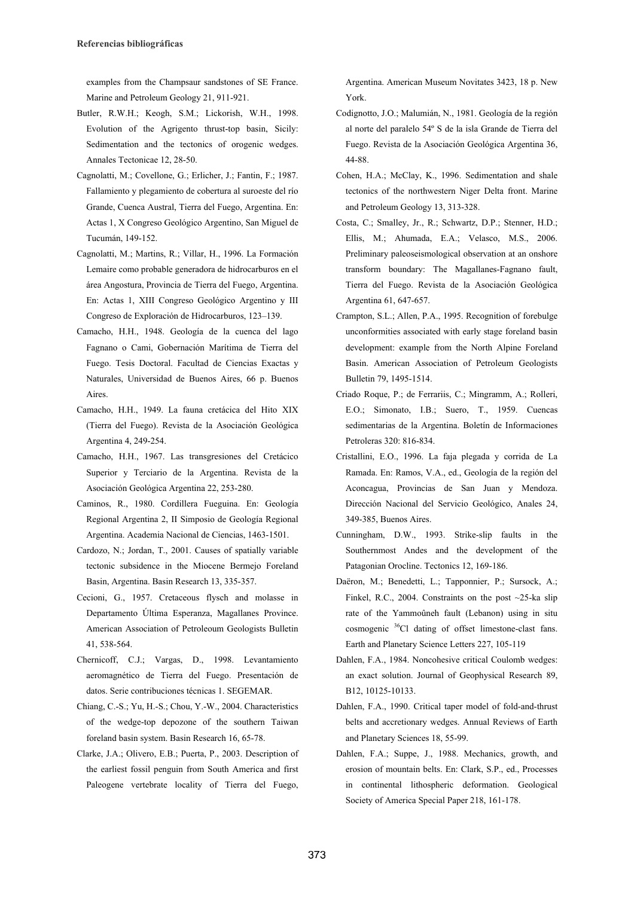examples from the Champsaur sandstones of SE France. Marine and Petroleum Geology 21, 911-921.

Butler, R.W.H.; Keogh, S.M.; Lickorish, W.H., 1998. Evolution of the Agrigento thrust-top basin, Sicily: Sedimentation and the tectonics of orogenic wedges. Annales Tectonicae 12, 28-50.

Cagnolatti, M.; Covellone, G.; Erlicher, J.; Fantin, F.; 1987. Fallamiento y plegamiento de cobertura al suroeste del río Grande, Cuenca Austral, Tierra del Fuego, Argentina. En: Actas 1, X Congreso Geológico Argentino, San Miguel de Tucumán, 149-152.

Cagnolatti, M.; Martins, R.; Villar, H., 1996. La Formación Lemaire como probable generadora de hidrocarburos en el área Angostura, Provincia de Tierra del Fuego, Argentina. En: Actas 1, XIII Congreso Geológico Argentino y III Congreso de Exploración de Hidrocarburos, 123–139.

Camacho, H.H., 1948. Geología de la cuenca del lago Fagnano o Cami, Gobernación Marítima de Tierra del Fuego. Tesis Doctoral. Facultad de Ciencias Exactas y Naturales, Universidad de Buenos Aires, 66 p. Buenos Aires.

Camacho, H.H., 1949. La fauna cretácica del Hito XIX (Tierra del Fuego). Revista de la Asociación Geológica Argentina 4, 249-254.

Camacho, H.H., 1967. Las transgresiones del Cretácico Superior y Terciario de la Argentina. Revista de la Asociación Geológica Argentina 22, 253-280.

Caminos, R., 1980. Cordillera Fueguina. En: Geología Regional Argentina 2, II Simposio de Geología Regional Argentina. Academia Nacional de Ciencias, 1463-1501.

Cardozo, N.; Jordan, T., 2001. Causes of spatially variable tectonic subsidence in the Miocene Bermejo Foreland Basin, Argentina. Basin Research 13, 335-357.

Cecioni, G., 1957. Cretaceous flysch and molasse in Departamento Última Esperanza, Magallanes Province. American Association of Petroleoum Geologists Bulletin 41, 538-564.

Chernicoff, C.J.; Vargas, D., 1998. Levantamiento aeromagnético de Tierra del Fuego. Presentación de datos. Serie contribuciones técnicas 1. SEGEMAR.

Chiang, C.-S.; Yu, H.-S.; Chou, Y.-W., 2004. Characteristics of the wedge-top depozone of the southern Taiwan foreland basin system. Basin Research 16, 65-78.

Clarke, J.A.; Olivero, E.B.; Puerta, P., 2003. Description of the earliest fossil penguin from South America and first Paleogene vertebrate locality of Tierra del Fuego, Argentina. American Museum Novitates 3423, 18 p. New York.

Codignotto, J.O.; Malumián, N., 1981. Geología de la región al norte del paralelo 54º S de la isla Grande de Tierra del Fuego. Revista de la Asociación Geológica Argentina 36, 44-88.

Cohen, H.A.; McClay, K., 1996. Sedimentation and shale tectonics of the northwestern Niger Delta front. Marine and Petroleum Geology 13, 313-328.

Costa, C.; Smalley, Jr., R.; Schwartz, D.P.; Stenner, H.D.; Ellis, M.; Ahumada, E.A.; Velasco, M.S., 2006. Preliminary paleoseismological observation at an onshore transform boundary: The Magallanes-Fagnano fault, Tierra del Fuego. Revista de la Asociación Geológica Argentina 61, 647-657.

Crampton, S.L.; Allen, P.A., 1995. Recognition of forebulge unconformities associated with early stage foreland basin development: example from the North Alpine Foreland Basin. American Association of Petroleum Geologists Bulletin 79, 1495-1514.

Criado Roque, P.; de Ferrariis, C.; Mingramm, A.; Rolleri, E.O.; Simonato, I.B.; Suero, T., 1959. Cuencas sedimentarias de la Argentina. Boletín de Informaciones Petroleras 320: 816-834.

Cristallini, E.O., 1996. La faja plegada y corrida de La Ramada. En: Ramos, V.A., ed., Geología de la región del Aconcagua, Provincias de San Juan y Mendoza. Dirección Nacional del Servicio Geológico, Anales 24, 349-385, Buenos Aires.

Cunningham, D.W., 1993. Strike-slip faults in the Southernmost Andes and the development of the Patagonian Orocline. Tectonics 12, 169-186.

Daëron, M.; Benedetti, L.; Tapponnier, P.; Sursock, A.; Finkel, R.C., 2004. Constraints on the post ~25-ka slip rate of the Yammoûneh fault (Lebanon) using in situ cosmogenic $^{36}$Cl dating of offset limestone-clast fans. Earth and Planetary Science Letters 227, 105-119

Dahlen, F.A., 1984. Noncohesive critical Coulomb wedges: an exact solution. Journal of Geophysical Research 89, B12, 10125-10133.

Dahlen, F.A., 1990. Critical taper model of fold-and-thrust belts and accretionary wedges. Annual Reviews of Earth and Planetary Sciences 18, 55-99.

Dahlen, F.A.; Suppe, J., 1988. Mechanics, growth, and erosion of mountain belts. En: Clark, S.P., ed., Processes in continental lithospheric deformation. Geological Society of America Special Paper 218, 161-178.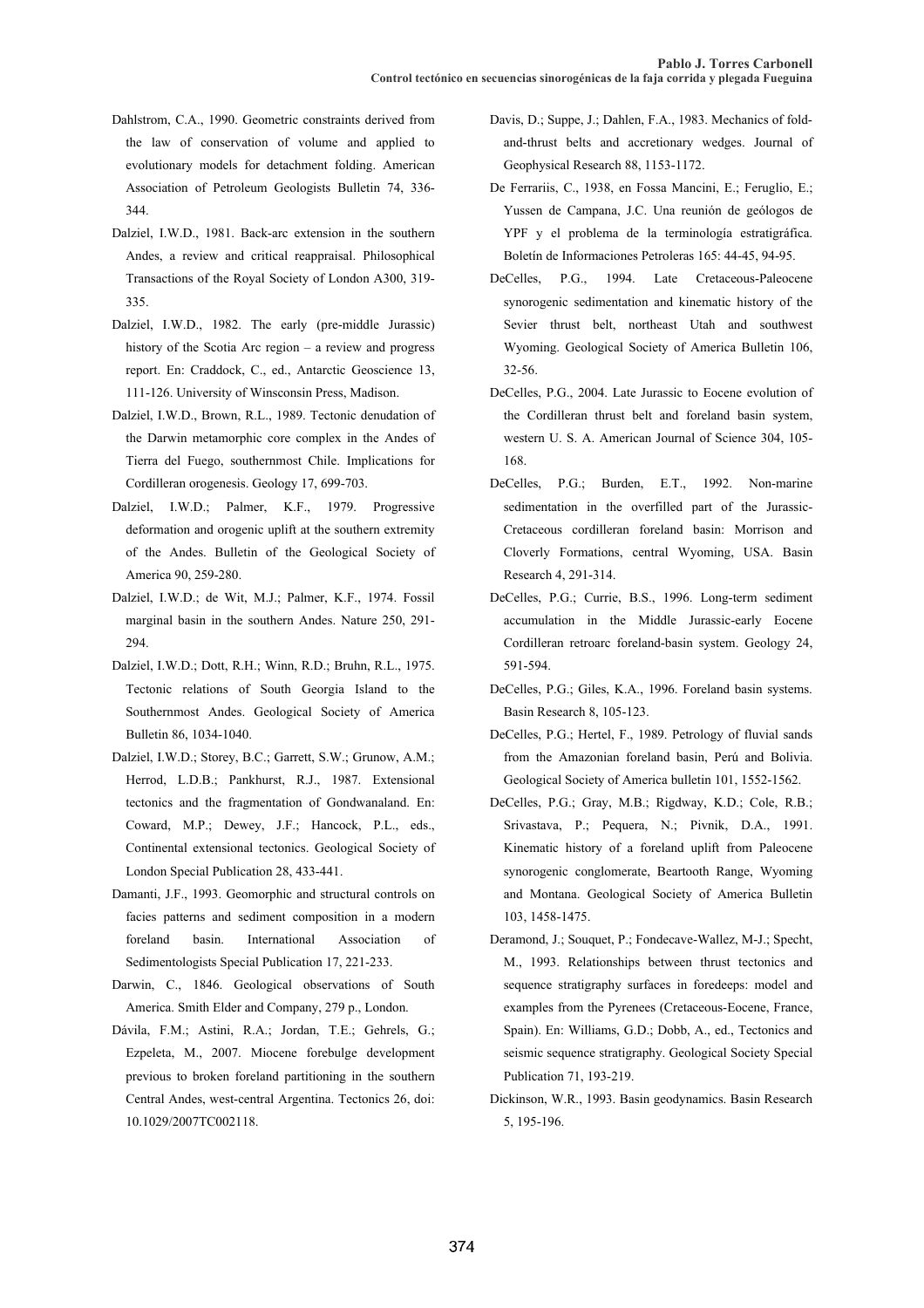Dahlstrom, C.A., 1990. Geometric constraints derived from the law of conservation of volume and applied to evolutionary models for detachment folding. American Association of Petroleum Geologists Bulletin 74, 336-344.

Dalziel, I.W.D., 1981. Back-arc extension in the southern Andes, a review and critical reappraisal. Philosophical Transactions of the Royal Society of London A300, 319-335.

Dalziel, I.W.D., 1982. The early (pre-middle Jurassic) history of the Scotia Arc region – a review and progress report. En: Craddock, C., ed., Antarctic Geoscience 13, 111-126. University of Winsconsin Press, Madison.

Dalziel, I.W.D., Brown, R.L., 1989. Tectonic denudation of the Darwin metamorphic core complex in the Andes of Tierra del Fuego, southernmost Chile. Implications for Cordilleran orogenesis. Geology 17, 699-703.

Dalziel, I.W.D.; Palmer, K.F., 1979. Progressive deformation and orogenic uplift at the southern extremity of the Andes. Bulletin of the Geological Society of America 90, 259-280.

Dalziel, I.W.D.; de Wit, M.J.; Palmer, K.F., 1974. Fossil marginal basin in the southern Andes. Nature 250, 291-294.

Dalziel, I.W.D.; Dott, R.H.; Winn, R.D.; Bruhn, R.L., 1975. Tectonic relations of South Georgia Island to the Southernmost Andes. Geological Society of America Bulletin 86, 1034-1040.

Dalziel, I.W.D.; Storey, B.C.; Garrett, S.W.; Grunow, A.M.; Herrod, L.D.B.; Pankhurst, R.J., 1987. Extensional tectonics and the fragmentation of Gondwanaland. En: Coward, M.P.; Dewey, J.F.; Hancock, P.L., eds., Continental extensional tectonics. Geological Society of London Special Publication 28, 433-441.

Damanti, J.F., 1993. Geomorphic and structural controls on facies patterns and sediment composition in a modern foreland basin. International Association of Sedimentologists Special Publication 17, 221-233.

Darwin, C., 1846. Geological observations of South America. Smith Elder and Company, 279 p., London.

Dávila, F.M.; Astini, R.A.; Jordan, T.E.; Gehrels, G.; Ezpeleta, M., 2007. Miocene forebulge development previous to broken foreland partitioning in the southern Central Andes, west-central Argentina. Tectonics 26, doi: 10.1029/2007TC002118.

Davis, D.; Suppe, J.; Dahlen, F.A., 1983. Mechanics of fold-and-thrust belts and accretionary wedges. Journal of Geophysical Research 88, 1153-1172.

De Ferrariis, C., 1938, en Fossa Mancini, E.; Feruglio, E.; Yussen de Campana, J.C. Una reunión de geólogos de YPF y el problema de la terminología estratigráfica. Boletín de Informaciones Petroleras 165: 44-45, 94-95.

DeCelles, P.G., 1994. Late Cretaceous-Paleocene synorogenic sedimentation and kinematic history of the Sevier thrust belt, northeast Utah and southwest Wyoming. Geological Society of America Bulletin 106, 32-56.

DeCelles, P.G., 2004. Late Jurassic to Eocene evolution of the Cordilleran thrust belt and foreland basin system, western U. S. A. American Journal of Science 304, 105-168.

DeCelles, P.G.; Burden, E.T., 1992. Non-marine sedimentation in the overfilled part of the Jurassic-Cretaceous cordilleran foreland basin: Morrison and Cloverly Formations, central Wyoming, USA. Basin Research 4, 291-314.

DeCelles, P.G.; Currie, B.S., 1996. Long-term sediment accumulation in the Middle Jurassic-early Eocene Cordilleran retroarc foreland-basin system. Geology 24, 591-594.

DeCelles, P.G.; Giles, K.A., 1996. Foreland basin systems. Basin Research 8, 105-123.

DeCelles, P.G.; Hertel, F., 1989. Petrology of fluvial sands from the Amazonian foreland basin, Perú and Bolivia. Geological Society of America bulletin 101, 1552-1562.

DeCelles, P.G.; Gray, M.B.; Rigdway, K.D.; Cole, R.B.; Srivastava, P.; Pequera, N.; Pivnik, D.A., 1991. Kinematic history of a foreland uplift from Paleocene synorogenic conglomerate, Beartooth Range, Wyoming and Montana. Geological Society of America Bulletin 103, 1458-1475.

Deramond, J.; Souquet, P.; Fondecave-Wallez, M-J.; Specht, M., 1993. Relationships between thrust tectonics and sequence stratigraphy surfaces in foredeeps: model and examples from the Pyrenees (Cretaceous-Eocene, France, Spain). En: Williams, G.D.; Dobb, A., ed., Tectonics and seismic sequence stratigraphy. Geological Society Special Publication 71, 193-219.

Dickinson, W.R., 1993. Basin geodynamics. Basin Research 5, 195-196.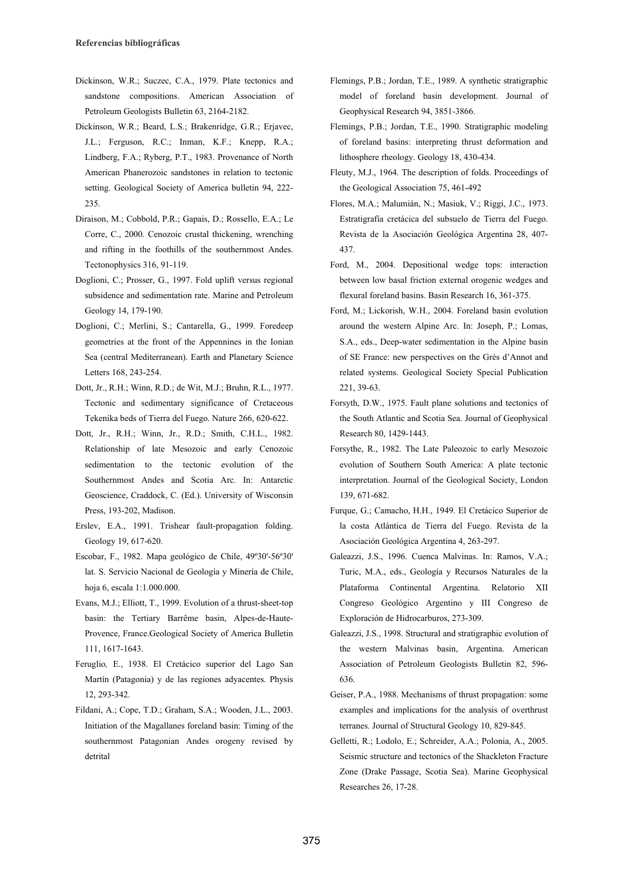Dickinson, W.R.; Suczec, C.A., 1979. Plate tectonics and sandstone compositions. American Association of Petroleum Geologists Bulletin 63, 2164-2182.

Dickinson, W.R.; Beard, L.S.; Brakenridge, G.R.; Erjavec, J.L.; Ferguson, R.C.; Inman, K.F.; Knepp, R.A.; Lindberg, F.A.; Ryberg, P.T., 1983. Provenance of North American Phanerozoic sandstones in relation to tectonic setting. Geological Society of America bulletin 94, 222-235.

Diraison, M.; Cobbold, P.R.; Gapais, D.; Rossello, E.A.; Le Corre, C., 2000. Cenozoic crustal thickening, wrenching and rifting in the foothills of the southernmost Andes. Tectonophysics 316, 91-119.

Doglioni, C.; Prosser, G., 1997. Fold uplift versus regional subsidence and sedimentation rate. Marine and Petroleum Geology 14, 179-190.

Doglioni, C.; Merlini, S.; Cantarella, G., 1999. Foredeep geometries at the front of the Appennines in the Ionian Sea (central Mediterranean). Earth and Planetary Science Letters 168, 243-254.

Dott, Jr., R.H.; Winn, R.D.; de Wit, M.J.; Bruhn, R.L., 1977. Tectonic and sedimentary significance of Cretaceous Tekenika beds of Tierra del Fuego. Nature 266, 620-622.

Dott, Jr., R.H.; Winn, Jr., R.D.; Smith, C.H.L., 1982. Relationship of late Mesozoic and early Cenozoic sedimentation to the tectonic evolution of the Southernmost Andes and Scotia Arc. In: Antarctic Geoscience, Craddock, C. (Ed.). University of Wisconsin Press, 193-202, Madison.

Erslev, E.A., 1991. Trishear fault-propagation folding. Geology 19, 617-620.

Escobar, F., 1982. Mapa geológico de Chile, 49º30'-56º30' lat. S. Servicio Nacional de Geología y Minería de Chile, hoja 6, escala 1:1.000.000.

Evans, M.J.; Elliott, T., 1999. Evolution of a thrust-sheet-top basin: the Tertiary Barrême basin, Alpes-de-Haute-Provence, France.Geological Society of America Bulletin 111, 1617-1643.

Feruglio, E., 1938. El Cretácico superior del Lago San Martín (Patagonia) y de las regiones adyacentes. Physis 12, 293-342.

Fildani, A.; Cope, T.D.; Graham, S.A.; Wooden, J.L., 2003. Initiation of the Magallanes foreland basin: Timing of the southernmost Patagonian Andes orogeny revised by detrital

Flemings, P.B.; Jordan, T.E., 1989. A synthetic stratigraphic model of foreland basin development. Journal of Geophysical Research 94, 3851-3866.

Flemings, P.B.; Jordan, T.E., 1990. Stratigraphic modeling of foreland basins: interpreting thrust deformation and lithosphere rheology. Geology 18, 430-434.

Fleuty, M.J., 1964. The description of folds. Proceedings of the Geological Association 75, 461-492

Flores, M.A.; Malumián, N.; Masiuk, V.; Riggi, J.C., 1973. Estratigrafía cretácica del subsuelo de Tierra del Fuego. Revista de la Asociación Geológica Argentina 28, 407-437.

Ford, M., 2004. Depositional wedge tops: interaction between low basal friction external orogenic wedges and flexural foreland basins. Basin Research 16, 361-375.

Ford, M.; Lickorish, W.H., 2004. Foreland basin evolution around the western Alpine Arc. In: Joseph, P.; Lomas, S.A., eds., Deep-water sedimentation in the Alpine basin of SE France: new perspectives on the Grès d'Annot and related systems. Geological Society Special Publication 221, 39-63.

Forsyth, D.W., 1975. Fault plane solutions and tectonics of the South Atlantic and Scotia Sea. Journal of Geophysical Research 80, 1429-1443.

Forsythe, R., 1982. The Late Paleozoic to early Mesozoic evolution of Southern South America: A plate tectonic interpretation. Journal of the Geological Society, London 139, 671-682.

Furque, G.; Camacho, H.H., 1949. El Cretácico Superior de la costa Atlántica de Tierra del Fuego. Revista de la Asociación Geológica Argentina 4, 263-297.

Galeazzi, J.S., 1996. Cuenca Malvinas. In: Ramos, V.A.; Turic, M.A., eds., Geología y Recursos Naturales de la Plataforma Continental Argentina. Relatorio XII Congreso Geológico Argentino y III Congreso de Exploración de Hidrocarburos, 273-309.

Galeazzi, J.S., 1998. Structural and stratigraphic evolution of the western Malvinas basin, Argentina. American Association of Petroleum Geologists Bulletin 82, 596-636.

Geiser, P.A., 1988. Mechanisms of thrust propagation: some examples and implications for the analysis of overthrust terranes. Journal of Structural Geology 10, 829-845.

Gelletti, R.; Lodolo, E.; Schreider, A.A.; Polonia, A., 2005. Seismic structure and tectonics of the Shackleton Fracture Zone (Drake Passage, Scotia Sea). Marine Geophysical Researches 26, 17-28.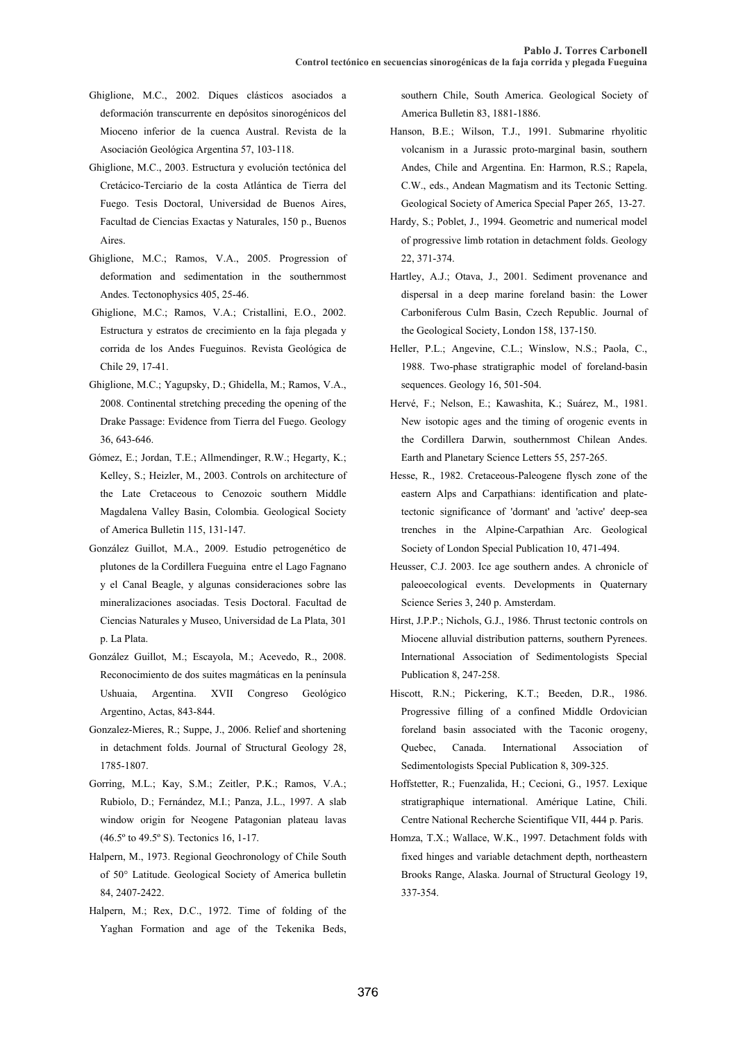Ghiglione, M.C., 2002. Diques clásticos asociados a deformación transcurrente en depósitos sinorogénicos del Mioceno inferior de la cuenca Austral. Revista de la Asociación Geológica Argentina 57, 103-118.

Ghiglione, M.C., 2003. Estructura y evolución tectónica del Cretácico-Terciario de la costa Atlántica de Tierra del Fuego. Tesis Doctoral, Universidad de Buenos Aires, Facultad de Ciencias Exactas y Naturales, 150 p., Buenos Aires.

Ghiglione, M.C.; Ramos, V.A., 2005. Progression of deformation and sedimentation in the southernmost Andes. Tectonophysics 405, 25-46.

Ghiglione, M.C.; Ramos, V.A.; Cristallini, E.O., 2002. Estructura y estratos de crecimiento en la faja plegada y corrida de los Andes Fueguinos. Revista Geológica de Chile 29, 17-41.

Ghiglione, M.C.; Yagupsky, D.; Ghidella, M.; Ramos, V.A., 2008. Continental stretching preceding the opening of the Drake Passage: Evidence from Tierra del Fuego. Geology 36, 643-646.

Gómez, E.; Jordan, T.E.; Allmendinger, R.W.; Hegarty, K.; Kelley, S.; Heizler, M., 2003. Controls on architecture of the Late Cretaceous to Cenozoic southern Middle Magdalena Valley Basin, Colombia. Geological Society of America Bulletin 115, 131-147.

González Guillot, M.A., 2009. Estudio petrogenético de plutones de la Cordillera Fueguina entre el Lago Fagnano y el Canal Beagle, y algunas consideraciones sobre las mineralizaciones asociadas. Tesis Doctoral. Facultad de Ciencias Naturales y Museo, Universidad de La Plata, 301 p. La Plata.

González Guillot, M.; Escayola, M.; Acevedo, R., 2008. Reconocimiento de dos suites magmáticas en la península Ushuaia, Argentina. XVII Congreso Geológico Argentino, Actas, 843-844.

Gonzalez-Mieres, R.; Suppe, J., 2006. Relief and shortening in detachment folds. Journal of Structural Geology 28, 1785-1807.

Gorring, M.L.; Kay, S.M.; Zeitler, P.K.; Ramos, V.A.; Rubiolo, D.; Fernández, M.I.; Panza, J.L., 1997. A slab window origin for Neogene Patagonian plateau lavas (46.5º to 49.5º S). Tectonics 16, 1-17.

Halpern, M., 1973. Regional Geochronology of Chile South of 50° Latitude. Geological Society of America bulletin 84, 2407-2422.

Halpern, M.; Rex, D.C., 1972. Time of folding of the Yaghan Formation and age of the Tekenika Beds, southern Chile, South America. Geological Society of America Bulletin 83, 1881-1886.

Hanson, B.E.; Wilson, T.J., 1991. Submarine rhyolitic volcanism in a Jurassic proto-marginal basin, southern Andes, Chile and Argentina. En: Harmon, R.S.; Rapela, C.W., eds., Andean Magmatism and its Tectonic Setting. Geological Society of America Special Paper 265, 13-27.

Hardy, S.; Poblet, J., 1994. Geometric and numerical model of progressive limb rotation in detachment folds. Geology 22, 371-374.

Hartley, A.J.; Otava, J., 2001. Sediment provenance and dispersal in a deep marine foreland basin: the Lower Carboniferous Culm Basin, Czech Republic. Journal of the Geological Society, London 158, 137-150.

Heller, P.L.; Angevine, C.L.; Winslow, N.S.; Paola, C., 1988. Two-phase stratigraphic model of foreland-basin sequences. Geology 16, 501-504.

Hervé, F.; Nelson, E.; Kawashita, K.; Suárez, M., 1981. New isotopic ages and the timing of orogenic events in the Cordillera Darwin, southernmost Chilean Andes. Earth and Planetary Science Letters 55, 257-265.

Hesse, R., 1982. Cretaceous-Paleogene flysch zone of the eastern Alps and Carpathians: identification and plate-tectonic significance of 'dormant' and 'active' deep-sea trenches in the Alpine-Carpathian Arc. Geological Society of London Special Publication 10, 471-494.

Heusser, C.J. 2003. Ice age southern andes. A chronicle of paleoecological events. Developments in Quaternary Science Series 3, 240 p. Amsterdam.

Hirst, J.P.P.; Nichols, G.J., 1986. Thrust tectonic controls on Miocene alluvial distribution patterns, southern Pyrenees. International Association of Sedimentologists Special Publication 8, 247-258.

Hiscott, R.N.; Pickering, K.T.; Beeden, D.R., 1986. Progressive filling of a confined Middle Ordovician foreland basin associated with the Taconic orogeny, Quebec, Canada. International Association of Sedimentologists Special Publication 8, 309-325.

Hoffstetter, R.; Fuenzalida, H.; Cecioni, G., 1957. Lexique stratigraphique international. Amérique Latine, Chili. Centre National Recherche Scientifique VII, 444 p. Paris.

Homza, T.X.; Wallace, W.K., 1997. Detachment folds with fixed hinges and variable detachment depth, northeastern Brooks Range, Alaska. Journal of Structural Geology 19, 337-354.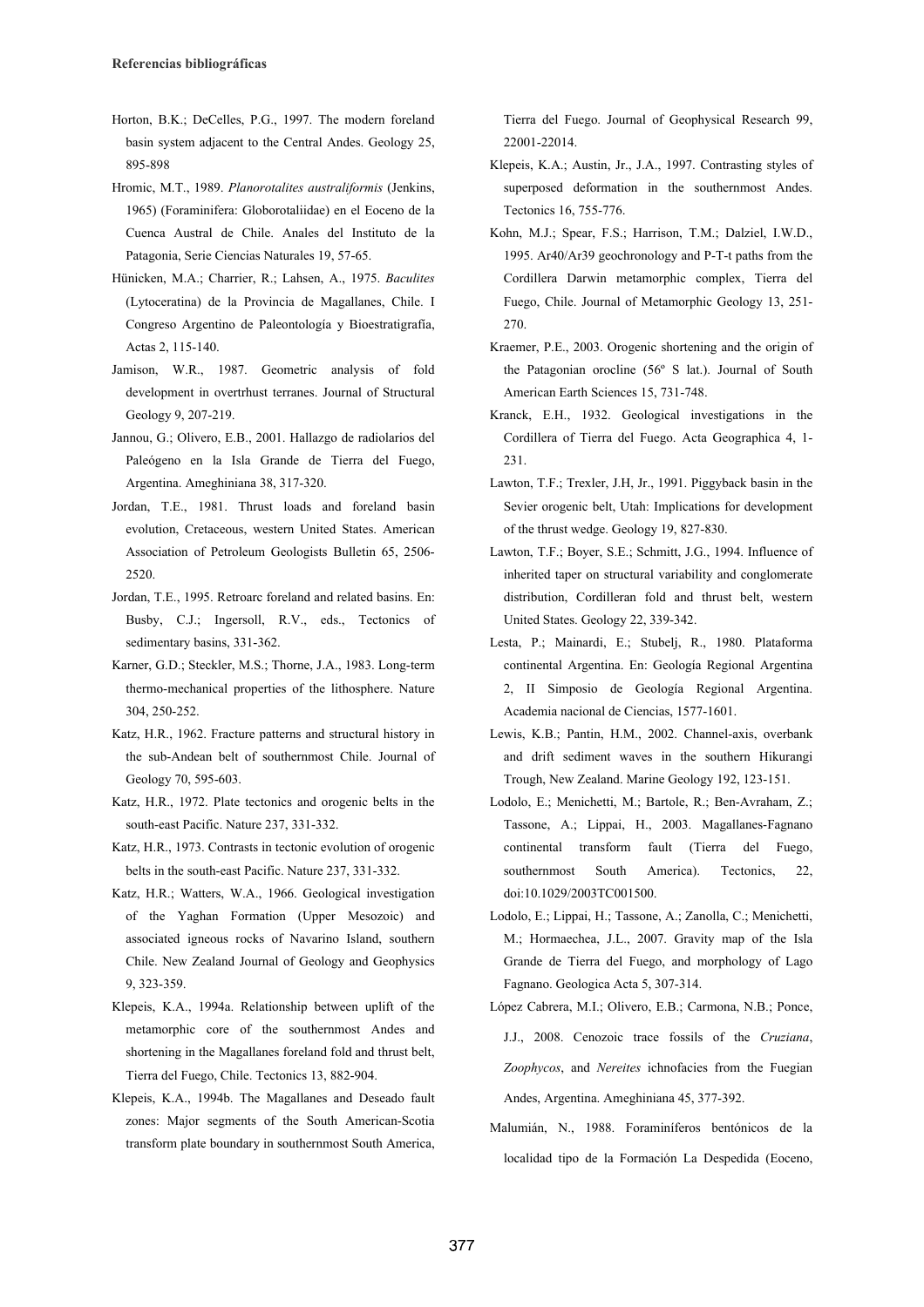Horton, B.K.; DeCelles, P.G., 1997. The modern foreland basin system adjacent to the Central Andes. Geology 25, 895-898

Hromic, M.T., 1989. *Planorotalites australiformis* (Jenkins, 1965) (Foraminifera: Globorotaliidae) en el Eoceno de la Cuenca Austral de Chile. Anales del Instituto de la Patagonia, Serie Ciencias Naturales 19, 57-65.

Hünicken, M.A.; Charrier, R.; Lahsen, A., 1975. *Baculites* (Lytoceratina) de la Provincia de Magallanes, Chile. I Congreso Argentino de Paleontología y Bioestratigrafía, Actas 2, 115-140.

Jamison, W.R., 1987. Geometric analysis of fold development in overtrhust terranes. Journal of Structural Geology 9, 207-219.

Jannou, G.; Olivero, E.B., 2001. Hallazgo de radiolarios del Paleógeno en la Isla Grande de Tierra del Fuego, Argentina. Ameghiniana 38, 317-320.

Jordan, T.E., 1981. Thrust loads and foreland basin evolution, Cretaceous, western United States. American Association of Petroleum Geologists Bulletin 65, 2506-2520.

Jordan, T.E., 1995. Retroarc foreland and related basins. En: Busby, C.J.; Ingersoll, R.V., eds., Tectonics of sedimentary basins, 331-362.

Karner, G.D.; Steckler, M.S.; Thorne, J.A., 1983. Long-term thermo-mechanical properties of the lithosphere. Nature 304, 250-252.

Katz, H.R., 1962. Fracture patterns and structural history in the sub-Andean belt of southernmost Chile. Journal of Geology 70, 595-603.

Katz, H.R., 1972. Plate tectonics and orogenic belts in the south-east Pacific. Nature 237, 331-332.

Katz, H.R., 1973. Contrasts in tectonic evolution of orogenic belts in the south-east Pacific. Nature 237, 331-332.

Katz, H.R.; Watters, W.A., 1966. Geological investigation of the Yaghan Formation (Upper Mesozoic) and associated igneous rocks of Navarino Island, southern Chile. New Zealand Journal of Geology and Geophysics 9, 323-359.

Klepeis, K.A., 1994a. Relationship between uplift of the metamorphic core of the southernmost Andes and shortening in the Magallanes foreland fold and thrust belt, Tierra del Fuego, Chile. Tectonics 13, 882-904.

Klepeis, K.A., 1994b. The Magallanes and Deseado fault zones: Major segments of the South American-Scotia transform plate boundary in southernmost South America, Tierra del Fuego. Journal of Geophysical Research 99, 22001-22014.

Klepeis, K.A.; Austin, Jr., J.A., 1997. Contrasting styles of superposed deformation in the southernmost Andes. Tectonics 16, 755-776.

Kohn, M.J.; Spear, F.S.; Harrison, T.M.; Dalziel, I.W.D., 1995. Ar40/Ar39 geochronology and P-T-t paths from the Cordillera Darwin metamorphic complex, Tierra del Fuego, Chile. Journal of Metamorphic Geology 13, 251-270.

Kraemer, P.E., 2003. Orogenic shortening and the origin of the Patagonian orocline (56º S lat.). Journal of South American Earth Sciences 15, 731-748.

Kranck, E.H., 1932. Geological investigations in the Cordillera of Tierra del Fuego. Acta Geographica 4, 1-231.

Lawton, T.F.; Trexler, J.H, Jr., 1991. Piggyback basin in the Sevier orogenic belt, Utah: Implications for development of the thrust wedge. Geology 19, 827-830.

Lawton, T.F.; Boyer, S.E.; Schmitt, J.G., 1994. Influence of inherited taper on structural variability and conglomerate distribution, Cordilleran fold and thrust belt, western United States. Geology 22, 339-342.

Lesta, P.; Mainardi, E.; Stubelj, R., 1980. Plataforma continental Argentina. En: Geología Regional Argentina 2, II Simposio de Geología Regional Argentina. Academia nacional de Ciencias, 1577-1601.

Lewis, K.B.; Pantin, H.M., 2002. Channel-axis, overbank and drift sediment waves in the southern Hikurangi Trough, New Zealand. Marine Geology 192, 123-151.

Lodolo, E.; Menichetti, M.; Bartole, R.; Ben-Avraham, Z.; Tassone, A.; Lippai, H., 2003. Magallanes-Fagnano continental transform fault (Tierra del Fuego, southernmost South America). Tectonics, 22, doi:10.1029/2003TC001500.

Lodolo, E.; Lippai, H.; Tassone, A.; Zanolla, C.; Menichetti, M.; Hormaechea, J.L., 2007. Gravity map of the Isla Grande de Tierra del Fuego, and morphology of Lago Fagnano. Geologica Acta 5, 307-314.

López Cabrera, M.I.; Olivero, E.B.; Carmona, N.B.; Ponce, J.J., 2008. Cenozoic trace fossils of the *Cruziana*, *Zoophycos*, and *Nereites* ichnofacies from the Fuegian Andes, Argentina. Ameghiniana 45, 377-392.

Malumián, N., 1988. Foraminíferos bentónicos de la localidad tipo de la Formación La Despedida (Eoceno,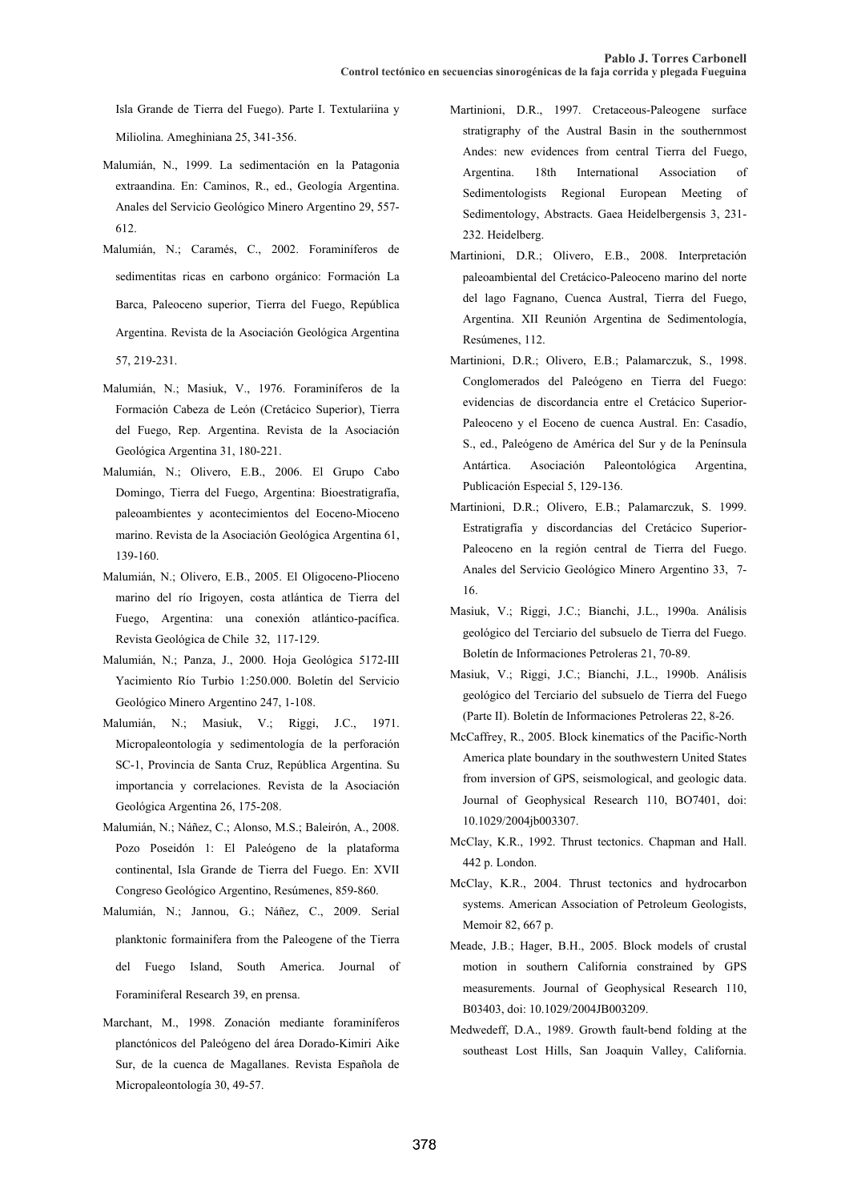Isla Grande de Tierra del Fuego). Parte I. Textulariina y Miliolina. Ameghiniana 25, 341-356.

Malumián, N., 1999. La sedimentación en la Patagonia extraandina. En: Caminos, R., ed., Geología Argentina. Anales del Servicio Geológico Minero Argentino 29, 557-612.

Malumián, N.; Caramés, C., 2002. Foraminíferos de sedimentitas ricas en carbono orgánico: Formación La Barca, Paleoceno superior, Tierra del Fuego, República Argentina. Revista de la Asociación Geológica Argentina 57, 219-231.

Malumián, N.; Masiuk, V., 1976. Foraminíferos de la Formación Cabeza de León (Cretácico Superior), Tierra del Fuego, Rep. Argentina. Revista de la Asociación Geológica Argentina 31, 180-221.

Malumián, N.; Olivero, E.B., 2006. El Grupo Cabo Domingo, Tierra del Fuego, Argentina: Bioestratigrafía, paleoambientes y acontecimientos del Eoceno-Mioceno marino. Revista de la Asociación Geológica Argentina 61, 139-160.

Malumián, N.; Olivero, E.B., 2005. El Oligoceno-Plioceno marino del río Irigoyen, costa atlántica de Tierra del Fuego, Argentina: una conexión atlántico-pacífica. Revista Geológica de Chile 32, 117-129.

Malumián, N.; Panza, J., 2000. Hoja Geológica 5172-III Yacimiento Río Turbio 1:250.000. Boletín del Servicio Geológico Minero Argentino 247, 1-108.

Malumián, N.; Masiuk, V.; Riggi, J.C., 1971. Micropaleontología y sedimentología de la perforación SC-1, Provincia de Santa Cruz, República Argentina. Su importancia y correlaciones. Revista de la Asociación Geológica Argentina 26, 175-208.

Malumián, N.; Náñez, C.; Alonso, M.S.; Baleirón, A., 2008. Pozo Poseidón 1: El Paleógeno de la plataforma continental, Isla Grande de Tierra del Fuego. En: XVII Congreso Geológico Argentino, Resúmenes, 859-860.

Malumián, N.; Jannou, G.; Náñez, C., 2009. Serial planktonic formainifera from the Paleogene of the Tierra del Fuego Island, South America. Journal of Foraminiferal Research 39, en prensa.

Marchant, M., 1998. Zonación mediante foraminíferos planctónicos del Paleógeno del área Dorado-Kimiri Aike Sur, de la cuenca de Magallanes. Revista Española de Micropaleontología 30, 49-57.

Martinioni, D.R., 1997. Cretaceous-Paleogene surface stratigraphy of the Austral Basin in the southernmost Andes: new evidences from central Tierra del Fuego, Argentina. 18th International Association of Sedimentologists Regional European Meeting of Sedimentology, Abstracts. Gaea Heidelbergensis 3, 231-232. Heidelberg.

Martinioni, D.R.; Olivero, E.B., 2008. Interpretación paleoambiental del Cretácico-Paleoceno marino del norte del lago Fagnano, Cuenca Austral, Tierra del Fuego, Argentina. XII Reunión Argentina de Sedimentología, Resúmenes, 112.

Martinioni, D.R.; Olivero, E.B.; Palamarczuk, S., 1998. Conglomerados del Paleógeno en Tierra del Fuego: evidencias de discordancia entre el Cretácico Superior-Paleoceno y el Eoceno de cuenca Austral. En: Casadío, S., ed., Paleógeno de América del Sur y de la Península Antártica. Asociación Paleontológica Argentina, Publicación Especial 5, 129-136.

Martinioni, D.R.; Olivero, E.B.; Palamarczuk, S. 1999. Estratigrafía y discordancias del Cretácico Superior-Paleoceno en la región central de Tierra del Fuego. Anales del Servicio Geológico Minero Argentino 33, 7-16.

Masiuk, V.; Riggi, J.C.; Bianchi, J.L., 1990a. Análisis geológico del Terciario del subsuelo de Tierra del Fuego. Boletín de Informaciones Petroleras 21, 70-89.

Masiuk, V.; Riggi, J.C.; Bianchi, J.L., 1990b. Análisis geológico del Terciario del subsuelo de Tierra del Fuego (Parte II). Boletín de Informaciones Petroleras 22, 8-26.

McCaffrey, R., 2005. Block kinematics of the Pacific-North America plate boundary in the southwestern United States from inversion of GPS, seismological, and geologic data. Journal of Geophysical Research 110, BO7401, doi: 10.1029/2004jb003307.

McClay, K.R., 1992. Thrust tectonics. Chapman and Hall. 442 p. London.

McClay, K.R., 2004. Thrust tectonics and hydrocarbon systems. American Association of Petroleum Geologists, Memoir 82, 667 p.

Meade, J.B.; Hager, B.H., 2005. Block models of crustal motion in southern California constrained by GPS measurements. Journal of Geophysical Research 110, B03403, doi: 10.1029/2004JB003209.

Medwedeff, D.A., 1989. Growth fault-bend folding at the southeast Lost Hills, San Joaquin Valley, California.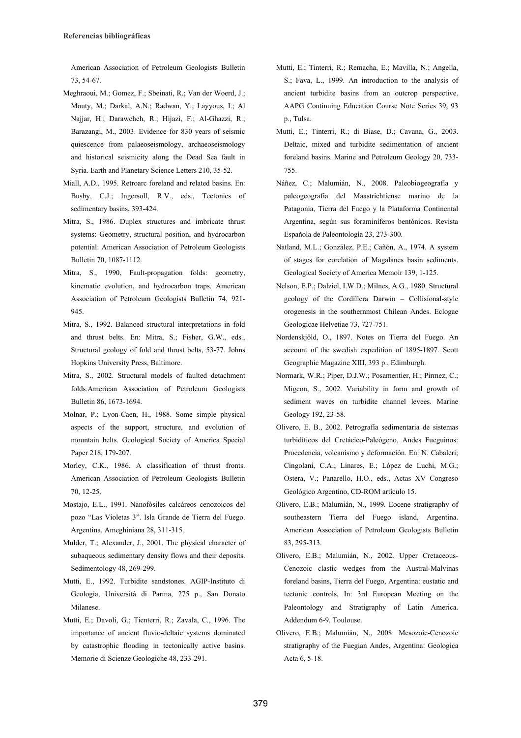American Association of Petroleum Geologists Bulletin 73, 54-67.

Meghraoui, M.; Gomez, F.; Sbeinati, R.; Van der Woerd, J.; Mouty, M.; Darkal, A.N.; Radwan, Y.; Layyous, I.; Al Najjar, H.; Darawcheh, R.; Hijazi, F.; Al-Ghazzi, R.; Barazangi, M., 2003. Evidence for 830 years of seismic quiescence from palaeoseismology, archaeoseismology and historical seismicity along the Dead Sea fault in Syria. Earth and Planetary Science Letters 210, 35-52.

Miall, A.D., 1995. Retroarc foreland and related basins. En: Busby, C.J.; Ingersoll, R.V., eds., Tectonics of sedimentary basins, 393-424.

Mitra, S., 1986. Duplex structures and imbricate thrust systems: Geometry, structural position, and hydrocarbon potential: American Association of Petroleum Geologists Bulletin 70, 1087-1112.

Mitra, S., 1990, Fault-propagation folds: geometry, kinematic evolution, and hydrocarbon traps. American Association of Petroleum Geologists Bulletin 74, 921-945.

Mitra, S., 1992. Balanced structural interpretations in fold and thrust belts. En: Mitra, S.; Fisher, G.W., eds., Structural geology of fold and thrust belts, 53-77. Johns Hopkins University Press, Baltimore.

Mitra, S., 2002. Structural models of faulted detachment folds.American Association of Petroleum Geologists Bulletin 86, 1673-1694.

Molnar, P.; Lyon-Caen, H., 1988. Some simple physical aspects of the support, structure, and evolution of mountain belts. Geological Society of America Special Paper 218, 179-207.

Morley, C.K., 1986. A classification of thrust fronts. American Association of Petroleum Geologists Bulletin 70, 12-25.

Mostajo, E.L., 1991. Nanofósiles calcáreos cenozoicos del pozo "Las Violetas 3". Isla Grande de Tierra del Fuego. Argentina. Ameghiniana 28, 311-315.

Mulder, T.; Alexander, J., 2001. The physical character of subaqueous sedimentary density flows and their deposits. Sedimentology 48, 269-299.

Mutti, E., 1992. Turbidite sandstones. AGIP-Instituto di Geologia, Università di Parma, 275 p., San Donato Milanese.

Mutti, E.; Davoli, G.; Tienterri, R.; Zavala, C., 1996. The importance of ancient fluvio-deltaic systems dominated by catastrophic flooding in tectonically active basins. Memorie di Scienze Geologiche 48, 233-291.

Mutti, E.; Tinterri, R.; Remacha, E.; Mavilla, N.; Angella, S.; Fava, L., 1999. An introduction to the analysis of ancient turbidite basins from an outcrop perspective. AAPG Continuing Education Course Note Series 39, 93 p., Tulsa.

Mutti, E.; Tinterri, R.; di Biase, D.; Cavana, G., 2003. Deltaic, mixed and turbidite sedimentation of ancient foreland basins. Marine and Petroleum Geology 20, 733-755.

Náñez, C.; Malumián, N., 2008. Paleobiogeografía y paleogeografía del Maastrichtiense marino de la Patagonia, Tierra del Fuego y la Plataforma Continental Argentina, según sus foraminíferos bentónicos. Revista Española de Paleontología 23, 273-300.

Natland, M.L.; González, P.E.; Cañón, A., 1974. A system of stages for corelation of Magalanes basin sediments. Geological Society of America Memoir 139, 1-125.

Nelson, E.P.; Dalziel, I.W.D.; Milnes, A.G., 1980. Structural geology of the Cordillera Darwin – Collisional-style orogenesis in the southernmost Chilean Andes. Eclogae Geologicae Helvetiae 73, 727-751.

Nordenskjöld, O., 1897. Notes on Tierra del Fuego. An account of the swedish expedition of 1895-1897. Scott Geographic Magazine XIII, 393 p., Edimburgh.

Normark, W.R.; Piper, D.J.W.; Posamentier, H.; Pirmez, C.; Migeon, S., 2002. Variability in form and growth of sediment waves on turbidite channel levees. Marine Geology 192, 23-58.

Olivero, E. B., 2002. Petrografía sedimentaria de sistemas turbidíticos del Cretácico-Paleógeno, Andes Fueguinos: Procedencia, volcanismo y deformación. En: N. Cabaleri; Cingolani, C.A.; Linares, E.; López de Luchi, M.G.; Ostera, V.; Panarello, H.O., eds., Actas XV Congreso Geológico Argentino, CD-ROM artículo 15.

Olivero, E.B.; Malumián, N., 1999. Eocene stratigraphy of southeastern Tierra del Fuego island, Argentina. American Association of Petroleum Geologists Bulletin 83, 295-313.

Olivero, E.B.; Malumián, N., 2002. Upper Cretaceous-Cenozoic clastic wedges from the Austral-Malvinas foreland basins, Tierra del Fuego, Argentina: eustatic and tectonic controls, In: 3rd European Meeting on the Paleontology and Stratigraphy of Latin America. Addendum 6-9, Toulouse.

Olivero, E.B.; Malumián, N., 2008. Mesozoic-Cenozoic stratigraphy of the Fuegian Andes, Argentina: Geologica Acta 6, 5-18.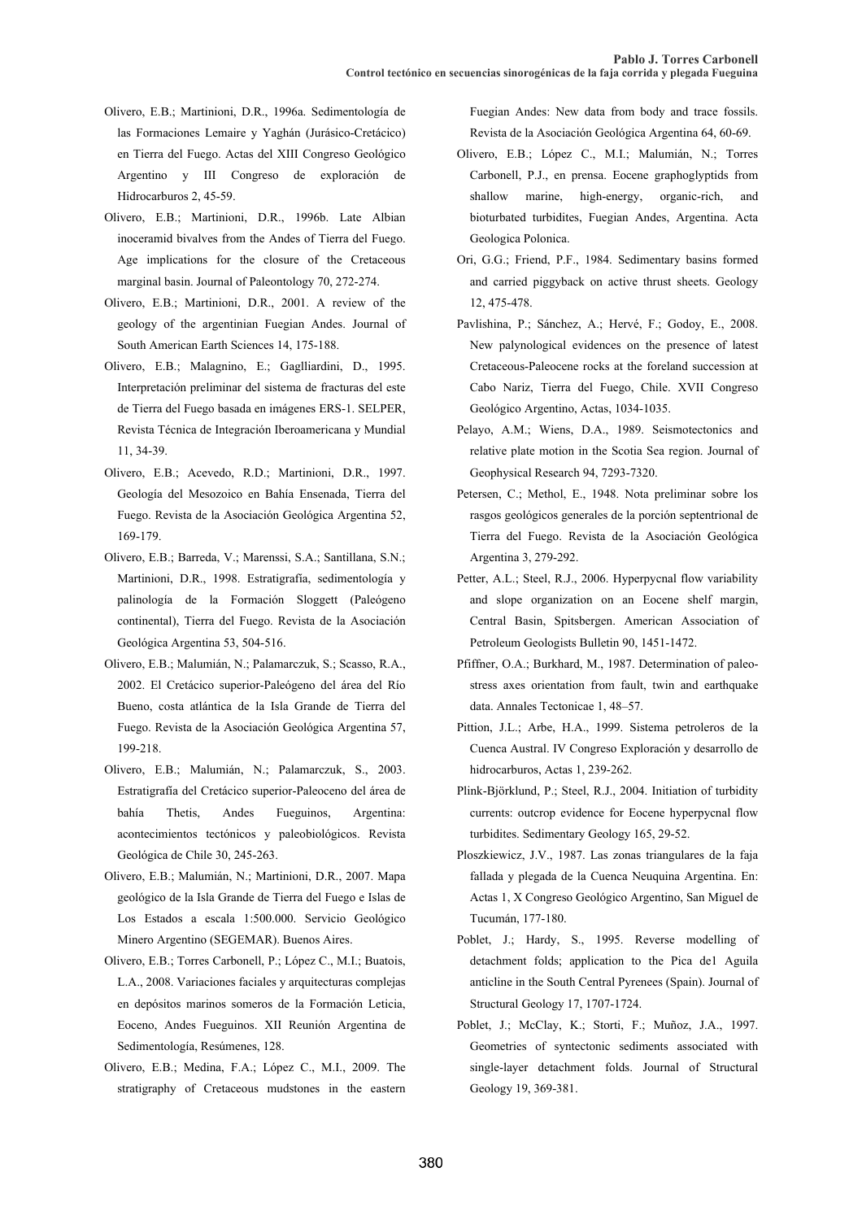Olivero, E.B.; Martinioni, D.R., 1996a. Sedimentología de las Formaciones Lemaire y Yaghán (Jurásico-Cretácico) en Tierra del Fuego. Actas del XIII Congreso Geológico Argentino y III Congreso de exploración de Hidrocarburos 2, 45-59.

Olivero, E.B.; Martinioni, D.R., 1996b. Late Albian inoceramid bivalves from the Andes of Tierra del Fuego. Age implications for the closure of the Cretaceous marginal basin. Journal of Paleontology 70, 272-274.

Olivero, E.B.; Martinioni, D.R., 2001. A review of the geology of the argentinian Fuegian Andes. Journal of South American Earth Sciences 14, 175-188.

Olivero, E.B.; Malagnino, E.; Gaglliardini, D., 1995. Interpretación preliminar del sistema de fracturas del este de Tierra del Fuego basada en imágenes ERS-1. SELPER, Revista Técnica de Integración Iberoamericana y Mundial 11, 34-39.

Olivero, E.B.; Acevedo, R.D.; Martinioni, D.R., 1997. Geología del Mesozoico en Bahía Ensenada, Tierra del Fuego. Revista de la Asociación Geológica Argentina 52, 169-179.

Olivero, E.B.; Barreda, V.; Marenssi, S.A.; Santillana, S.N.; Martinioni, D.R., 1998. Estratigrafía, sedimentología y palinología de la Formación Sloggett (Paleógeno continental), Tierra del Fuego. Revista de la Asociación Geológica Argentina 53, 504-516.

Olivero, E.B.; Malumián, N.; Palamarczuk, S.; Scasso, R.A., 2002. El Cretácico superior-Paleógeno del área del Río Bueno, costa atlántica de la Isla Grande de Tierra del Fuego. Revista de la Asociación Geológica Argentina 57, 199-218.

Olivero, E.B.; Malumián, N.; Palamarczuk, S., 2003. Estratigrafía del Cretácico superior-Paleoceno del área de bahía Thetis, Andes Fueguinos, Argentina: acontecimientos tectónicos y paleobiológicos. Revista Geológica de Chile 30, 245-263.

Olivero, E.B.; Malumián, N.; Martinioni, D.R., 2007. Mapa geológico de la Isla Grande de Tierra del Fuego e Islas de Los Estados a escala 1:500.000. Servicio Geológico Minero Argentino (SEGEMAR). Buenos Aires.

Olivero, E.B.; Torres Carbonell, P.; López C., M.I.; Buatois, L.A., 2008. Variaciones faciales y arquitecturas complejas en depósitos marinos someros de la Formación Leticia, Eoceno, Andes Fueguinos. XII Reunión Argentina de Sedimentología, Resúmenes, 128.

Olivero, E.B.; Medina, F.A.; López C., M.I., 2009. The stratigraphy of Cretaceous mudstones in the eastern Fuegian Andes: New data from body and trace fossils. Revista de la Asociación Geológica Argentina 64, 60-69.

Olivero, E.B.; López C., M.I.; Malumián, N.; Torres Carbonell, P.J., en prensa. Eocene graphoglyptids from shallow marine, high-energy, organic-rich, and bioturbated turbidites, Fuegian Andes, Argentina. Acta Geologica Polonica.

Ori, G.G.; Friend, P.F., 1984. Sedimentary basins formed and carried piggyback on active thrust sheets. Geology 12, 475-478.

Pavlishina, P.; Sánchez, A.; Hervé, F.; Godoy, E., 2008. New palynological evidences on the presence of latest Cretaceous-Paleocene rocks at the foreland succession at Cabo Nariz, Tierra del Fuego, Chile. XVII Congreso Geológico Argentino, Actas, 1034-1035.

Pelayo, A.M.; Wiens, D.A., 1989. Seismotectonics and relative plate motion in the Scotia Sea region. Journal of Geophysical Research 94, 7293-7320.

Petersen, C.; Methol, E., 1948. Nota preliminar sobre los rasgos geológicos generales de la porción septentrional de Tierra del Fuego. Revista de la Asociación Geológica Argentina 3, 279-292.

Petter, A.L.; Steel, R.J., 2006. Hyperpycnal flow variability and slope organization on an Eocene shelf margin, Central Basin, Spitsbergen. American Association of Petroleum Geologists Bulletin 90, 1451-1472.

Pfiffner, O.A.; Burkhard, M., 1987. Determination of paleo-stress axes orientation from fault, twin and earthquake data. Annales Tectonicae 1, 48–57.

Pittion, J.L.; Arbe, H.A., 1999. Sistema petroleros de la Cuenca Austral. IV Congreso Exploración y desarrollo de hidrocarburos, Actas 1, 239-262.

Plink-Björklund, P.; Steel, R.J., 2004. Initiation of turbidity currents: outcrop evidence for Eocene hyperpycnal flow turbidites. Sedimentary Geology 165, 29-52.

Ploszkiewicz, J.V., 1987. Las zonas triangulares de la faja fallada y plegada de la Cuenca Neuquina Argentina. En: Actas 1, X Congreso Geológico Argentino, San Miguel de Tucumán, 177-180.

Poblet, J.; Hardy, S., 1995. Reverse modelling of detachment folds; application to the Pica de1 Aguila anticline in the South Central Pyrenees (Spain). Journal of Structural Geology 17, 1707-1724.

Poblet, J.; McClay, K.; Storti, F.; Muñoz, J.A., 1997. Geometries of syntectonic sediments associated with single-layer detachment folds. Journal of Structural Geology 19, 369-381.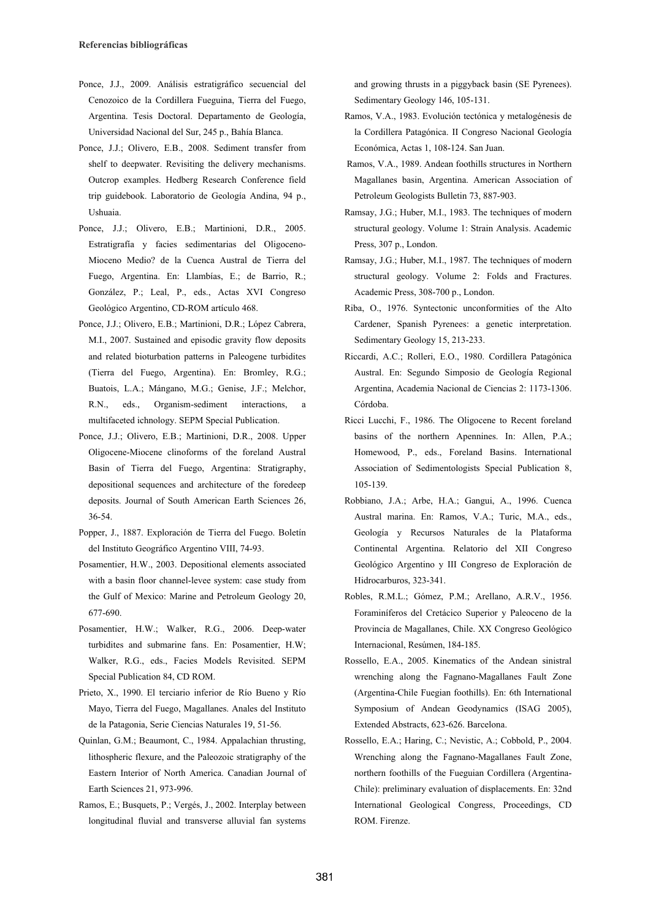**Referencias bibliográficas**

Ponce, J.J., 2009. Análisis estratigráfico secuencial del Cenozoico de la Cordillera Fueguina, Tierra del Fuego, Argentina. Tesis Doctoral. Departamento de Geología, Universidad Nacional del Sur, 245 p., Bahía Blanca.

Ponce, J.J.; Olivero, E.B., 2008. Sediment transfer from shelf to deepwater. Revisiting the delivery mechanisms. Outcrop examples. Hedberg Research Conference field trip guidebook. Laboratorio de Geología Andina, 94 p., Ushuaia.

Ponce, J.J.; Olivero, E.B.; Martinioni, D.R., 2005. Estratigrafía y facies sedimentarias del Oligoceno-Mioceno Medio? de la Cuenca Austral de Tierra del Fuego, Argentina. En: Llambías, E.; de Barrio, R.; González, P.; Leal, P., eds., Actas XVI Congreso Geológico Argentino, CD-ROM artículo 468.

Ponce, J.J.; Olivero, E.B.; Martinioni, D.R.; López Cabrera, M.I., 2007. Sustained and episodic gravity flow deposits and related bioturbation patterns in Paleogene turbidites (Tierra del Fuego, Argentina). En: Bromley, R.G.; Buatois, L.A.; Mángano, M.G.; Genise, J.F.; Melchor, R.N., eds., Organism-sediment interactions, a multifaceted ichnology. SEPM Special Publication.

Ponce, J.J.; Olivero, E.B.; Martinioni, D.R., 2008. Upper Oligocene-Miocene clinoforms of the foreland Austral Basin of Tierra del Fuego, Argentina: Stratigraphy, depositional sequences and architecture of the foredeep deposits. Journal of South American Earth Sciences 26, 36-54.

Popper, J., 1887. Exploración de Tierra del Fuego. Boletín del Instituto Geográfico Argentino VIII, 74-93.

Posamentier, H.W., 2003. Depositional elements associated with a basin floor channel-levee system: case study from the Gulf of Mexico: Marine and Petroleum Geology 20, 677-690.

Posamentier, H.W.; Walker, R.G., 2006. Deep-water turbidites and submarine fans. En: Posamentier, H.W; Walker, R.G., eds., Facies Models Revisited. SEPM Special Publication 84, CD ROM.

Prieto, X., 1990. El terciario inferior de Río Bueno y Río Mayo, Tierra del Fuego, Magallanes. Anales del Instituto de la Patagonia, Serie Ciencias Naturales 19, 51-56.

Quinlan, G.M.; Beaumont, C., 1984. Appalachian thrusting, lithospheric flexure, and the Paleozoic stratigraphy of the Eastern Interior of North America. Canadian Journal of Earth Sciences 21, 973-996.

Ramos, E.; Busquets, P.; Vergés, J., 2002. Interplay between longitudinal fluvial and transverse alluvial fan systems and growing thrusts in a piggyback basin (SE Pyrenees). Sedimentary Geology 146, 105-131.

Ramos, V.A., 1983. Evolución tectónica y metalogénesis de la Cordillera Patagónica. II Congreso Nacional Geología Económica, Actas 1, 108-124. San Juan.

Ramos, V.A., 1989. Andean foothills structures in Northern Magallanes basin, Argentina. American Association of Petroleum Geologists Bulletin 73, 887-903.

Ramsay, J.G.; Huber, M.I., 1983. The techniques of modern structural geology. Volume 1: Strain Analysis. Academic Press, 307 p., London.

Ramsay, J.G.; Huber, M.I., 1987. The techniques of modern structural geology. Volume 2: Folds and Fractures. Academic Press, 308-700 p., London.

Riba, O., 1976. Syntectonic unconformities of the Alto Cardener, Spanish Pyrenees: a genetic interpretation. Sedimentary Geology 15, 213-233.

Riccardi, A.C.; Rolleri, E.O., 1980. Cordillera Patagónica Austral. En: Segundo Simposio de Geología Regional Argentina, Academia Nacional de Ciencias 2: 1173-1306. Córdoba.

Ricci Lucchi, F., 1986. The Oligocene to Recent foreland basins of the northern Apennines. In: Allen, P.A.; Homewood, P., eds., Foreland Basins. International Association of Sedimentologists Special Publication 8, 105-139.

Robbiano, J.A.; Arbe, H.A.; Gangui, A., 1996. Cuenca Austral marina. En: Ramos, V.A.; Turic, M.A., eds., Geología y Recursos Naturales de la Plataforma Continental Argentina. Relatorio del XII Congreso Geológico Argentino y III Congreso de Exploración de Hidrocarburos, 323-341.

Robles, R.M.L.; Gómez, P.M.; Arellano, A.R.V., 1956. Foraminíferos del Cretácico Superior y Paleoceno de la Provincia de Magallanes, Chile. XX Congreso Geológico Internacional, Resúmen, 184-185.

Rossello, E.A., 2005. Kinematics of the Andean sinistral wrenching along the Fagnano-Magallanes Fault Zone (Argentina-Chile Fuegian foothills). En: 6th International Symposium of Andean Geodynamics (ISAG 2005), Extended Abstracts, 623-626. Barcelona.

Rossello, E.A.; Haring, C.; Nevistic, A.; Cobbold, P., 2004. Wrenching along the Fagnano-Magallanes Fault Zone, northern foothills of the Fueguian Cordillera (Argentina-Chile): preliminary evaluation of displacements. En: 32nd International Geological Congress, Proceedings, CD ROM. Firenze.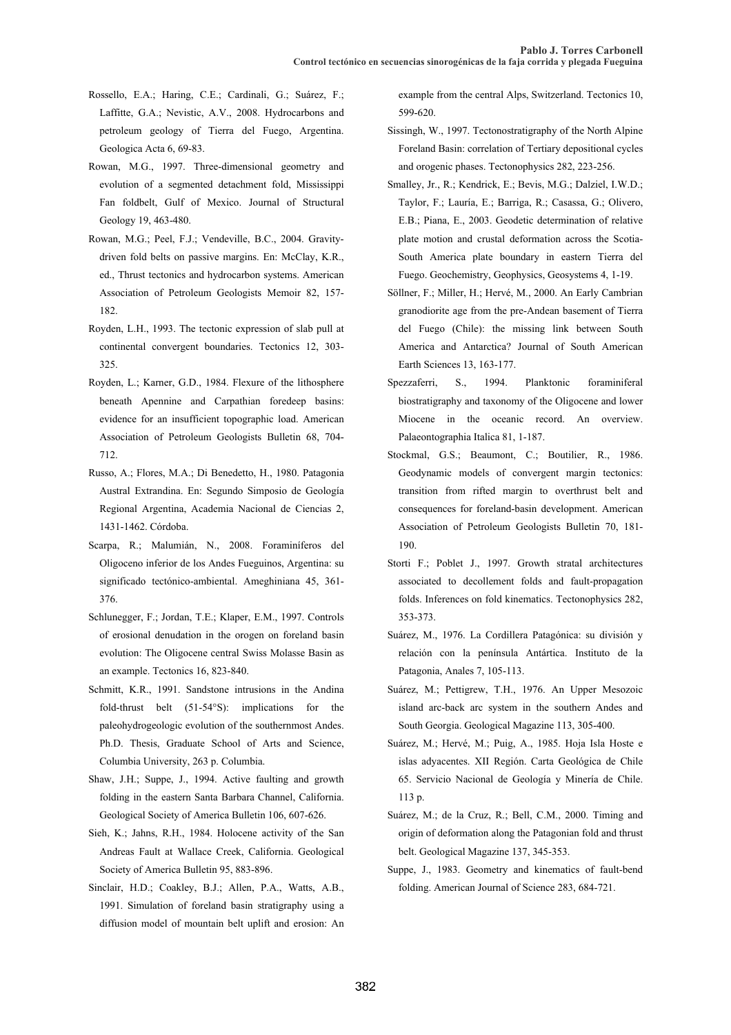Rossello, E.A.; Haring, C.E.; Cardinali, G.; Suárez, F.; Laffitte, G.A.; Nevistic, A.V., 2008. Hydrocarbons and petroleum geology of Tierra del Fuego, Argentina. Geologica Acta 6, 69-83.

Rowan, M.G., 1997. Three-dimensional geometry and evolution of a segmented detachment fold, Mississippi Fan foldbelt, Gulf of Mexico. Journal of Structural Geology 19, 463-480.

Rowan, M.G.; Peel, F.J.; Vendeville, B.C., 2004. Gravity-driven fold belts on passive margins. En: McClay, K.R., ed., Thrust tectonics and hydrocarbon systems. American Association of Petroleum Geologists Memoir 82, 157-182.

Royden, L.H., 1993. The tectonic expression of slab pull at continental convergent boundaries. Tectonics 12, 303-325.

Royden, L.; Karner, G.D., 1984. Flexure of the lithosphere beneath Apennine and Carpathian foredeep basins: evidence for an insufficient topographic load. American Association of Petroleum Geologists Bulletin 68, 704-712.

Russo, A.; Flores, M.A.; Di Benedetto, H., 1980. Patagonia Austral Extrandina. En: Segundo Simposio de Geología Regional Argentina, Academia Nacional de Ciencias 2, 1431-1462. Córdoba.

Scarpa, R.; Malumián, N., 2008. Foraminíferos del Oligoceno inferior de los Andes Fueguinos, Argentina: su significado tectónico-ambiental. Ameghiniana 45, 361-376.

Schlunegger, F.; Jordan, T.E.; Klaper, E.M., 1997. Controls of erosional denudation in the orogen on foreland basin evolution: The Oligocene central Swiss Molasse Basin as an example. Tectonics 16, 823-840.

Schmitt, K.R., 1991. Sandstone intrusions in the Andina fold-thrust belt (51-54°S): implications for the paleohydrogeologic evolution of the southernmost Andes. Ph.D. Thesis, Graduate School of Arts and Science, Columbia University, 263 p. Columbia.

Shaw, J.H.; Suppe, J., 1994. Active faulting and growth folding in the eastern Santa Barbara Channel, California. Geological Society of America Bulletin 106, 607-626.

Sieh, K.; Jahns, R.H., 1984. Holocene activity of the San Andreas Fault at Wallace Creek, California. Geological Society of America Bulletin 95, 883-896.

Sinclair, H.D.; Coakley, B.J.; Allen, P.A., Watts, A.B., 1991. Simulation of foreland basin stratigraphy using a diffusion model of mountain belt uplift and erosion: An example from the central Alps, Switzerland. Tectonics 10, 599-620.

Sissingh, W., 1997. Tectonostratigraphy of the North Alpine Foreland Basin: correlation of Tertiary depositional cycles and orogenic phases. Tectonophysics 282, 223-256.

Smalley, Jr., R.; Kendrick, E.; Bevis, M.G.; Dalziel, I.W.D.; Taylor, F.; Lauría, E.; Barriga, R.; Casassa, G.; Olivero, E.B.; Piana, E., 2003. Geodetic determination of relative plate motion and crustal deformation across the Scotia-South America plate boundary in eastern Tierra del Fuego. Geochemistry, Geophysics, Geosystems 4, 1-19.

Söllner, F.; Miller, H.; Hervé, M., 2000. An Early Cambrian granodiorite age from the pre-Andean basement of Tierra del Fuego (Chile): the missing link between South America and Antarctica? Journal of South American Earth Sciences 13, 163-177.

Spezzaferri, S., 1994. Planktonic foraminiferal biostratigraphy and taxonomy of the Oligocene and lower Miocene in the oceanic record. An overview. Palaeontographia Italica 81, 1-187.

Stockmal, G.S.; Beaumont, C.; Boutilier, R., 1986. Geodynamic models of convergent margin tectonics: transition from rifted margin to overthrust belt and consequences for foreland-basin development. American Association of Petroleum Geologists Bulletin 70, 181-190.

Storti F.; Poblet J., 1997. Growth stratal architectures associated to decollement folds and fault-propagation folds. Inferences on fold kinematics. Tectonophysics 282, 353-373.

Suárez, M., 1976. La Cordillera Patagónica: su división y relación con la península Antártica. Instituto de la Patagonia, Anales 7, 105-113.

Suárez, M.; Pettigrew, T.H., 1976. An Upper Mesozoic island arc-back arc system in the southern Andes and South Georgia. Geological Magazine 113, 305-400.

Suárez, M.; Hervé, M.; Puig, A., 1985. Hoja Isla Hoste e islas adyacentes. XII Región. Carta Geológica de Chile 65. Servicio Nacional de Geología y Minería de Chile. 113 p.

Suárez, M.; de la Cruz, R.; Bell, C.M., 2000. Timing and origin of deformation along the Patagonian fold and thrust belt. Geological Magazine 137, 345-353.

Suppe, J., 1983. Geometry and kinematics of fault-bend folding. American Journal of Science 283, 684-721.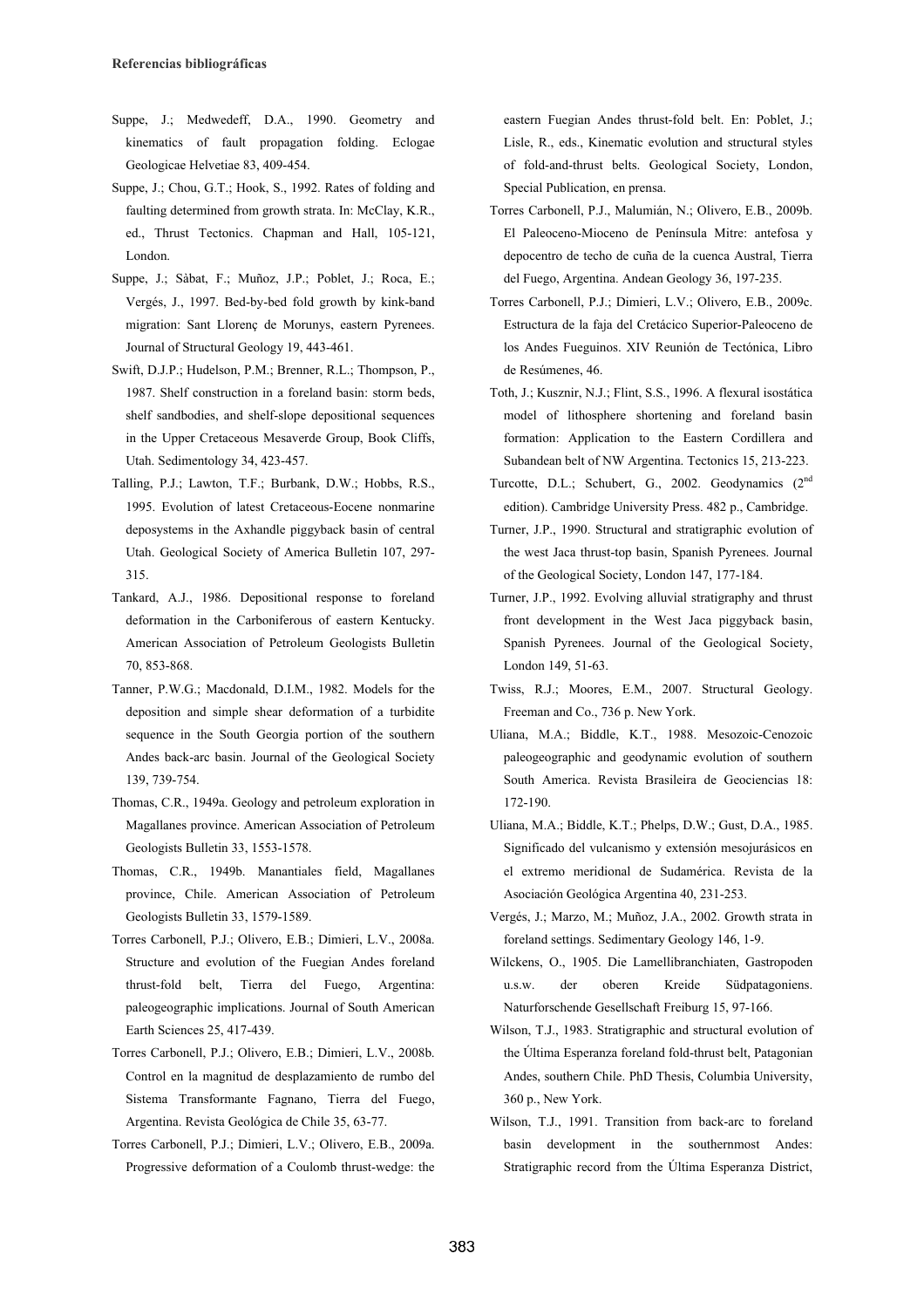Suppe, J.; Medwedeff, D.A., 1990. Geometry and kinematics of fault propagation folding. Eclogae Geologicae Helvetiae 83, 409-454.

Suppe, J.; Chou, G.T.; Hook, S., 1992. Rates of folding and faulting determined from growth strata. In: McClay, K.R., ed., Thrust Tectonics. Chapman and Hall, 105-121, London.

Suppe, J.; Sàbat, F.; Muñoz, J.P.; Poblet, J.; Roca, E.; Vergés, J., 1997. Bed-by-bed fold growth by kink-band migration: Sant Llorenç de Morunys, eastern Pyrenees. Journal of Structural Geology 19, 443-461.

Swift, D.J.P.; Hudelson, P.M.; Brenner, R.L.; Thompson, P., 1987. Shelf construction in a foreland basin: storm beds, shelf sandbodies, and shelf-slope depositional sequences in the Upper Cretaceous Mesaverde Group, Book Cliffs, Utah. Sedimentology 34, 423-457.

Talling, P.J.; Lawton, T.F.; Burbank, D.W.; Hobbs, R.S., 1995. Evolution of latest Cretaceous-Eocene nonmarine deposystems in the Axhandle piggyback basin of central Utah. Geological Society of America Bulletin 107, 297-315.

Tankard, A.J., 1986. Depositional response to foreland deformation in the Carboniferous of eastern Kentucky. American Association of Petroleum Geologists Bulletin 70, 853-868.

Tanner, P.W.G.; Macdonald, D.I.M., 1982. Models for the deposition and simple shear deformation of a turbidite sequence in the South Georgia portion of the southern Andes back-arc basin. Journal of the Geological Society 139, 739-754.

Thomas, C.R., 1949a. Geology and petroleum exploration in Magallanes province. American Association of Petroleum Geologists Bulletin 33, 1553-1578.

Thomas, C.R., 1949b. Manantiales field, Magallanes province, Chile. American Association of Petroleum Geologists Bulletin 33, 1579-1589.

Torres Carbonell, P.J.; Olivero, E.B.; Dimieri, L.V., 2008a. Structure and evolution of the Fuegian Andes foreland thrust-fold belt, Tierra del Fuego, Argentina: paleogeographic implications. Journal of South American Earth Sciences 25, 417-439.

Torres Carbonell, P.J.; Olivero, E.B.; Dimieri, L.V., 2008b. Control en la magnitud de desplazamiento de rumbo del Sistema Transformante Fagnano, Tierra del Fuego, Argentina. Revista Geológica de Chile 35, 63-77.

Torres Carbonell, P.J.; Dimieri, L.V.; Olivero, E.B., 2009a. Progressive deformation of a Coulomb thrust-wedge: the eastern Fuegian Andes thrust-fold belt. En: Poblet, J.; Lisle, R., eds., Kinematic evolution and structural styles of fold-and-thrust belts. Geological Society, London, Special Publication, en prensa.

Torres Carbonell, P.J., Malumián, N.; Olivero, E.B., 2009b. El Paleoceno-Mioceno de Península Mitre: antefosa y depocentro de techo de cuña de la cuenca Austral, Tierra del Fuego, Argentina. Andean Geology 36, 197-235.

Torres Carbonell, P.J.; Dimieri, L.V.; Olivero, E.B., 2009c. Estructura de la faja del Cretácico Superior-Paleoceno de los Andes Fueguinos. XIV Reunión de Tectónica, Libro de Resúmenes, 46.

Toth, J.; Kusznir, N.J.; Flint, S.S., 1996. A flexural isostática model of lithosphere shortening and foreland basin formation: Application to the Eastern Cordillera and Subandean belt of NW Argentina. Tectonics 15, 213-223.

Turcotte, D.L.; Schubert, G., 2002. Geodynamics (2nd edition). Cambridge University Press. 482 p., Cambridge.

Turner, J.P., 1990. Structural and stratigraphic evolution of the west Jaca thrust-top basin, Spanish Pyrenees. Journal of the Geological Society, London 147, 177-184.

Turner, J.P., 1992. Evolving alluvial stratigraphy and thrust front development in the West Jaca piggyback basin, Spanish Pyrenees. Journal of the Geological Society, London 149, 51-63.

Twiss, R.J.; Moores, E.M., 2007. Structural Geology. Freeman and Co., 736 p. New York.

Uliana, M.A.; Biddle, K.T., 1988. Mesozoic-Cenozoic paleogeographic and geodynamic evolution of southern South America. Revista Brasileira de Geociencias 18: 172-190.

Uliana, M.A.; Biddle, K.T.; Phelps, D.W.; Gust, D.A., 1985. Significado del vulcanismo y extensión mesojurásicos en el extremo meridional de Sudamérica. Revista de la Asociación Geológica Argentina 40, 231-253.

Vergés, J.; Marzo, M.; Muñoz, J.A., 2002. Growth strata in foreland settings. Sedimentary Geology 146, 1-9.

Wilckens, O., 1905. Die Lamellibranchiaten, Gastropoden u.s.w. der oberen Kreide Südpatagoniens. Naturforschende Gesellschaft Freiburg 15, 97-166.

Wilson, T.J., 1983. Stratigraphic and structural evolution of the Última Esperanza foreland fold-thrust belt, Patagonian Andes, southern Chile. PhD Thesis, Columbia University, 360 p., New York.

Wilson, T.J., 1991. Transition from back-arc to foreland basin development in the southernmost Andes: Stratigraphic record from the Última Esperanza District,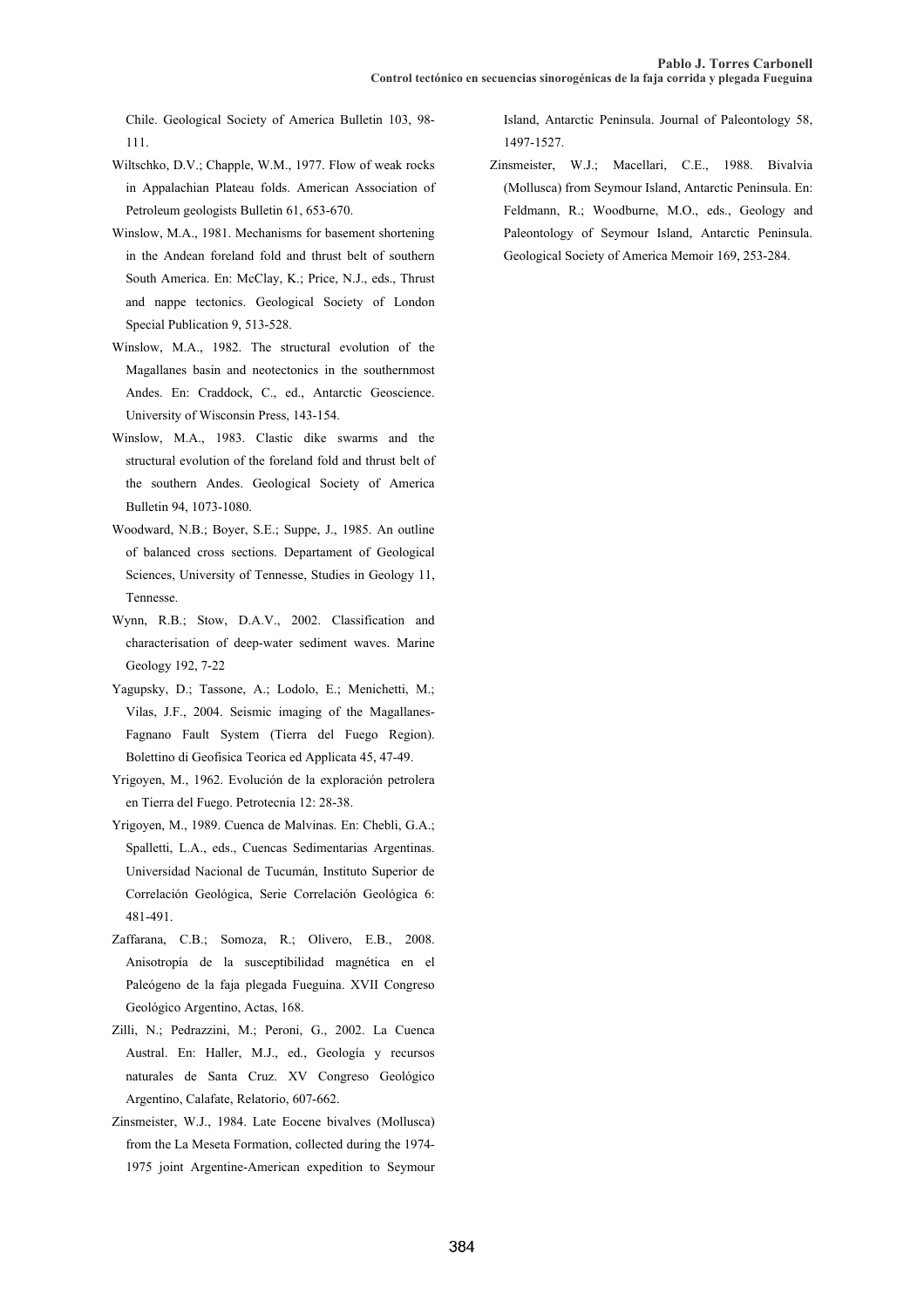Chile. Geological Society of America Bulletin 103, 98-111.

Wiltschko, D.V.; Chapple, W.M., 1977. Flow of weak rocks in Appalachian Plateau folds. American Association of Petroleum geologists Bulletin 61, 653-670.

Winslow, M.A., 1981. Mechanisms for basement shortening in the Andean foreland fold and thrust belt of southern South America. En: McClay, K.; Price, N.J., eds., Thrust and nappe tectonics. Geological Society of London Special Publication 9, 513-528.

Winslow, M.A., 1982. The structural evolution of the Magallanes basin and neotectonics in the southernmost Andes. En: Craddock, C., ed., Antarctic Geoscience. University of Wisconsin Press, 143-154.

Winslow, M.A., 1983. Clastic dike swarms and the structural evolution of the foreland fold and thrust belt of the southern Andes. Geological Society of America Bulletin 94, 1073-1080.

Woodward, N.B.; Boyer, S.E.; Suppe, J., 1985. An outline of balanced cross sections. Departament of Geological Sciences, University of Tennesse, Studies in Geology 11, Tennesse.

Wynn, R.B.; Stow, D.A.V., 2002. Classification and characterisation of deep-water sediment waves. Marine Geology 192, 7-22

Yagupsky, D.; Tassone, A.; Lodolo, E.; Menichetti, M.; Vilas, J.F., 2004. Seismic imaging of the Magallanes-Fagnano Fault System (Tierra del Fuego Region). Bolettino di Geofisica Teorica ed Applicata 45, 47-49.

Yrigoyen, M., 1962. Evolución de la exploración petrolera en Tierra del Fuego. Petrotecnia 12: 28-38.

Yrigoyen, M., 1989. Cuenca de Malvinas. En: Chebli, G.A.; Spalletti, L.A., eds., Cuencas Sedimentarias Argentinas. Universidad Nacional de Tucumán, Instituto Superior de Correlación Geológica, Serie Correlación Geológica 6: 481-491.

Zaffarana, C.B.; Somoza, R.; Olivero, E.B., 2008. Anisotropía de la susceptibilidad magnética en el Paleógeno de la faja plegada Fueguina. XVII Congreso Geológico Argentino, Actas, 168.

Zilli, N.; Pedrazzini, M.; Peroni, G., 2002. La Cuenca Austral. En: Haller, M.J., ed., Geología y recursos naturales de Santa Cruz. XV Congreso Geológico Argentino, Calafate, Relatorio, 607-662.

Zinsmeister, W.J., 1984. Late Eocene bivalves (Mollusca) from the La Meseta Formation, collected during the 1974-1975 joint Argentine-American expedition to Seymour Island, Antarctic Peninsula. Journal of Paleontology 58, 1497-1527.

Zinsmeister, W.J.; Macellari, C.E., 1988. Bivalvia (Mollusca) from Seymour Island, Antarctic Peninsula. En: Feldmann, R.; Woodburne, M.O., eds., Geology and Paleontology of Seymour Island, Antarctic Peninsula. Geological Society of America Memoir 169, 253-284.